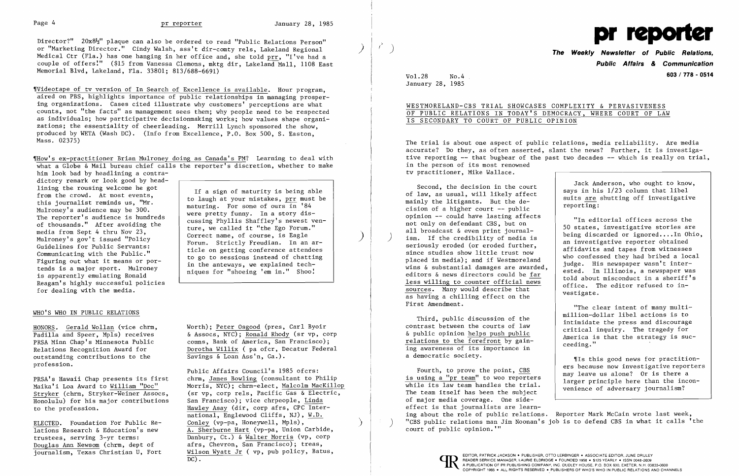Director?" 20x8½" plaque can also be ordered to read "Public Relations Person" or "Marketing Director." Cindy Walsh, ass't dir-comty rels, Lakeland Regional Medical Ctr (Fla.) has one hanging in her office and, she told prr, "I've had a couple of offers!" ($15 from Vanessa Clemons, mktg dir, Lakeland Mall, 1108 East Memorial Blvd, Lakeland, Fla. 33801; 813/688-6691)

¶Videotape of tv version of In Search of Excellence is available. Hour program, aired on PBS, highlights importance of public relationships in managing prospering organizations. Cases cited illustrate why customers' perceptions are what counts, not "the facts" as management sees them; why people need to be respected as individuals; how participative decisionmaking works; how values shape organizations; the essentiality of cheerleading. Merrill Lynch sponsored the show, produced by WETA (Wash DC). (Info from Excellence, P.O. Box 500, S. Easton, Mass. 02375)

¶How's ex-practitioner Brian Mulroney doing as Canada's PM? Learning to deal with what a Globe & Mail bureau chief calls the reporter's discretion, whether to make him look bad by headlining a contradictory remark or look good by headlining the rousing welcome he got from the crowd. At most events, this journalist reminds us, "Mr. Mulroney's audience may be 300. The reporter's audience is hundreds of thousands." After avoiding the media from Sept 4 thru Nov 23, Mulroney's gov't issued "Policy Guidelines for Public Servants: Communicating with the Public." Figuring out what it means or portends is a major sport. Mulroney is apparently emulating Ronald Reagan's highly successful policies for dealing with the media.

> If a sign of maturity is being able to laugh at your mistakes, prr must be maturing. For some of ours in '84 were pretty funny. In a story discussing Phyllis Shaffley's newest venture, we called it "the Ego Forum." Correct name, of course, is Eagle Forum. Strictly Freudian. In an article on getting conference attendees to go to sessions instead of chatting in the anteways, we explained techniques for "shoeing 'em in." Shoo!

## WHO'S WHO IN PUBLIC RELATIONS

HONORS. Gerald Wollan (vice chrm, Padilla and Speer, Mpls) receives PRSA Minn Chap's Minnesota Public Relations Recognition Award for outstanding contributions to the profession.

PRSA's Hawaii Chap presents its first Maika'i Loa Award to William "Doc" Stryker (chrm, Stryker-Weiner Assocs, Honolulu) for his major contributions to the profession.

ELECTED. Foundation For Public Relations Research & Education's new trustees, serving 3-yr terms: Douglas Ann Newsom (chrm, dept of journalism, Texas Christian U, Fort Worth); Peter Osgood (pres, Carl Byoir & Assocs, NYC); Ronald Rhody (sr vp, corp comns, Bank of America, San Francisco); Dorotha Willix ( pa ofcr, Decatur Federal Savings & Loan Ass'n, Ga.).

Public Affairs Council's 1985 ofcrs: chrm, James Bowling (consultant to Philip Morris, NYC); chrm-elect, Malcolm MacKillop (sr vp, corp rels, Pacific Gas & Electric, San Francisco); vice chrpeople, Linda Hawley Asay (dir, corp afrs, CPC International, Englewood Cliffs, NJ), W.D. Conley (vp-pa, Honeywell, Mpls), A. Sherburne Hart (vp-pa, Union Carbide, Danbury, Ct.) & Walter Morris (vp, corp afrs, Chevron, San Francisco); treas, Wilson Wyatt Jr ( vp, pub policy, Batus, DC).

# pr reporter

**The Weekly Newsletter of Public Relations, Public Affairs & Communication**

603 / 778 - 0514

Vol.28 No.4
January 28, 1985

## WESTMORELAND-CBS TRIAL SHOWCASES COMPLEXITY & PERVASIVENESS OF PUBLIC RELATIONS IN TODAY'S DEMOCRACY, WHERE COURT OF LAW IS SECONDARY TO COURT OF PUBLIC OPINION

The trial is about one aspect of public relations, media reliability. Are media accurate? Do they, as often asserted, slant the news? Further, it is investigative reporting -- that bugbear of the past two decades -- which is really on trial, in the person of its most renowned tv practitioner, Mike Wallace.

Second, the decision in the court of law, as usual, will likely affect mainly the litigants. But the decision of a higher court -- public opinion -- could have lasting affects not only on defendant CBS, but on all broadcast & even print journalism. If the credibility of media is seriously eroded (or eroded further, since studies show little trust now placed in media); and if Westmoreland wins & substantial damages are awarded, editors & news directors could be far less willing to counter official news sources. Many would describe that as having a chilling effect on the First Amendment.

Third, public discussion of the contrast between the courts of law & public opinion helps push public relations to the forefront by gaining awareness of its importance in a democratic society.

Fourth, to prove the point, CBS is using a "pr team" to woo reporters while its law team handles the trial. The team itself has been the subject of major media coverage. One side-effect is that journalists are learning about the role of public relations. Reporter Mark McCain wrote last week, "CBS public relations man Jim Noonan's job is to defend CBS in what it calls 'the court of public opinion.'"

> Jack Anderson, who ought to know, says in his 1/23 column that libel suits are shutting off investigative reporting:
>
> "In editorial offices across the 50 states, investigative stories are being discarded or ignored....In Ohio, an investigative reporter obtained affidavits and tapes from witnesses who confessed they had bribed a local judge. His newspaper wasn't interested. In Illinois, a newspaper was told about misconduct in a sheriff's office. The editor refused to investigate.
>
> "The clear intent of many multi-million-dollar libel actions is to intimidate the press and discourage critical inquiry. The tragedy for America is that the strategy is succeeding."
>
> ¶Is this good news for practitioners because now investigative reporters may leave us alone? Or is there a larger principle here than the inconvenience of adversary journalism?

EDITOR, PATRICK JACKSON • PUBLISHER, OTTO LERBINGER • ASSOCIATE EDITOR, JUNE DRULEY
READER SERVICE MANAGER, LAURIE ELDRIDGE • FOUNDED 1958 • $125 YEARLY • ISSN 0048-2609
A PUBLICATION OF PR PUBLISHING COMPANY, INC. DUDLEY HOUSE, P.O. BOX 600, EXETER, N.H. 03833-0600
COPYRIGHT 1985 • ALL RIGHTS RESERVED • PUBLISHERS OF WHO'S WHO IN PUBLIC RELATIONS AND CHANNELS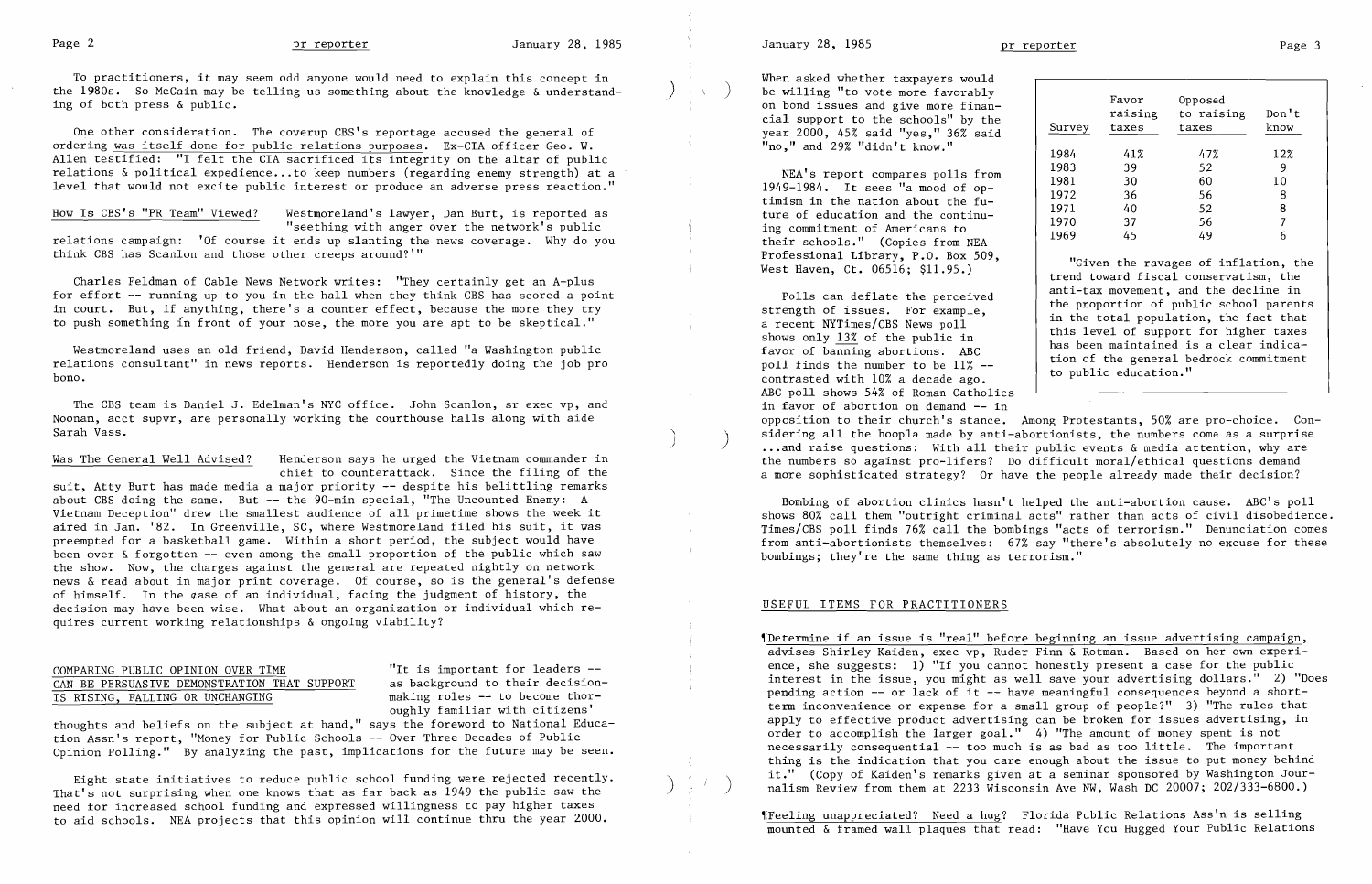To practitioners, it may seem odd anyone would need to explain this concept in the 1980s. So McCain may be telling us something about the knowledge & understanding of both press & public.

One other consideration. The coverup CBS's reportage accused the general of ordering was itself done for public relations purposes. Ex-CIA officer Geo. W. Allen testified: "I felt the CIA sacrificed its integrity on the altar of public relations & political expedience...to keep numbers (regarding enemy strength) at a level that would not excite public interest or produce an adverse press reaction."

**How Is CBS's "PR Team" Viewed?** Westmoreland's lawyer, Dan Burt, is reported as "seething with anger over the network's public relations campaign: 'Of course it ends up slanting the news coverage. Why do you think CBS has Scanlon and those other creeps around?'"

Charles Feldman of Cable News Network writes: "They certainly get an A-plus for effort -- running up to you in the hall when they think CBS has scored a point in court. But, if anything, there's a counter effect, because the more they try to push something in front of your nose, the more you are apt to be skeptical."

Westmoreland uses an old friend, David Henderson, called "a Washington public relations consultant" in news reports. Henderson is reportedly doing the job pro bono.

The CBS team is Daniel J. Edelman's NYC office. John Scanlon, sr exec vp, and Noonan, acct supvr, are personally working the courthouse halls along with aide Sarah Vass.

**Was The General Well Advised?** Henderson says he urged the Vietnam commander in chief to counterattack. Since the filing of the suit, Atty Burt has made media a major priority -- despite his belittling remarks about CBS doing the same. But -- the 90-min special, "The Uncounted Enemy: A Vietnam Deception" drew the smallest audience of all primetime shows the week it aired in Jan. '82. In Greenville, SC, where Westmoreland filed his suit, it was preempted for a basketball game. Within a short period, the subject would have been over & forgotten -- even among the small proportion of the public which saw the show. Now, the charges against the general are repeated nightly on network news & read about in major print coverage. Of course, so is the general's defense of himself. In the case of an individual, facing the judgment of history, the decision may have been wise. What about an organization or individual which requires current working relationships & ongoing viability?

## COMPARING PUBLIC OPINION OVER TIME CAN BE PERSUASIVE DEMONSTRATION THAT SUPPORT IS RISING, FALLING OR UNCHANGING

"It is important for leaders -- as background to their decision-making roles -- to become thoroughly familiar with citizens' thoughts and beliefs on the subject at hand," says the foreword to National Education Assn's report, "Money for Public Schools -- Over Three Decades of Public Opinion Polling." By analyzing the past, implications for the future may be seen.

Eight state initiatives to reduce public school funding were rejected recently. That's not surprising when one knows that as far back as 1949 the public saw the need for increased school funding and expressed willingness to pay higher taxes to aid schools. NEA projects that this opinion will continue thru the year 2000.

When asked whether taxpayers would be willing "to vote more favorably on bond issues and give more financial support to the schools" by the year 2000, 45% said "yes," 36% said "no," and 29% "didn't know."

NEA's report compares polls from 1949-1984. It sees "a mood of optimism in the nation about the future of education and the continuing commitment of Americans to their schools." (Copies from NEA Professional Library, P.O. Box 509, West Haven, Ct. 06516; $11.95.)

| Survey | Favor raising taxes | Opposed to raising taxes | Don't know |
|---|---|---|---|
| 1984 | 41% | 47% | 12% |
| 1983 | 39 | 52 | 9 |
| 1981 | 30 | 60 | 10 |
| 1972 | 36 | 56 | 8 |
| 1971 | 40 | 52 | 8 |
| 1970 | 37 | 56 | 7 |
| 1969 | 45 | 49 | 6 |

"Given the ravages of inflation, the trend toward fiscal conservatism, the anti-tax movement, and the decline in the proportion of public school parents in the total population, the fact that this level of support for higher taxes has been maintained is a clear indication of the general bedrock commitment to public education."

Polls can deflate the perceived strength of issues. For example, a recent NYTimes/CBS News poll shows only 13% of the public in favor of banning abortions. ABC poll finds the number to be 11% -- contrasted with 10% a decade ago. ABC poll shows 54% of Roman Catholics in favor of abortion on demand -- in opposition to their church's stance. Among Protestants, 50% are pro-choice. Considering all the hoopla made by anti-abortionists, the numbers come as a surprise ...and raise questions: With all their public events & media attention, why are the numbers so against pro-lifers? Do difficult moral/ethical questions demand a more sophisticated strategy? Or have the people already made their decision?

Bombing of abortion clinics hasn't helped the anti-abortion cause. ABC's poll shows 80% call them "outright criminal acts" rather than acts of civil disobedience. Times/CBS poll finds 76% call the bombings "acts of terrorism." Denunciation comes from anti-abortionists themselves: 67% say "there's absolutely no excuse for these bombings; they're the same thing as terrorism."

## USEFUL ITEMS FOR PRACTITIONERS

¶Determine if an issue is "real" before beginning an issue advertising campaign, advises Shirley Kaiden, exec vp, Ruder Finn & Rotman. Based on her own experience, she suggests: 1) "If you cannot honestly present a case for the public interest in the issue, you might as well save your advertising dollars." 2) "Does pending action -- or lack of it -- have meaningful consequences beyond a short-term inconvenience or expense for a small group of people?" 3) "The rules that apply to effective product advertising can be broken for issues advertising, in order to accomplish the larger goal." 4) "The amount of money spent is not necessarily consequential -- too much is as bad as too little. The important thing is the indication that you care enough about the issue to put money behind it." (Copy of Kaiden's remarks given at a seminar sponsored by Washington Journalism Review from them at 2233 Wisconsin Ave NW, Wash DC 20007; 202/333-6800.)

¶Feeling unappreciated? Need a hug? Florida Public Relations Ass'n is selling mounted & framed wall plaques that read: "Have You Hugged Your Public Relations